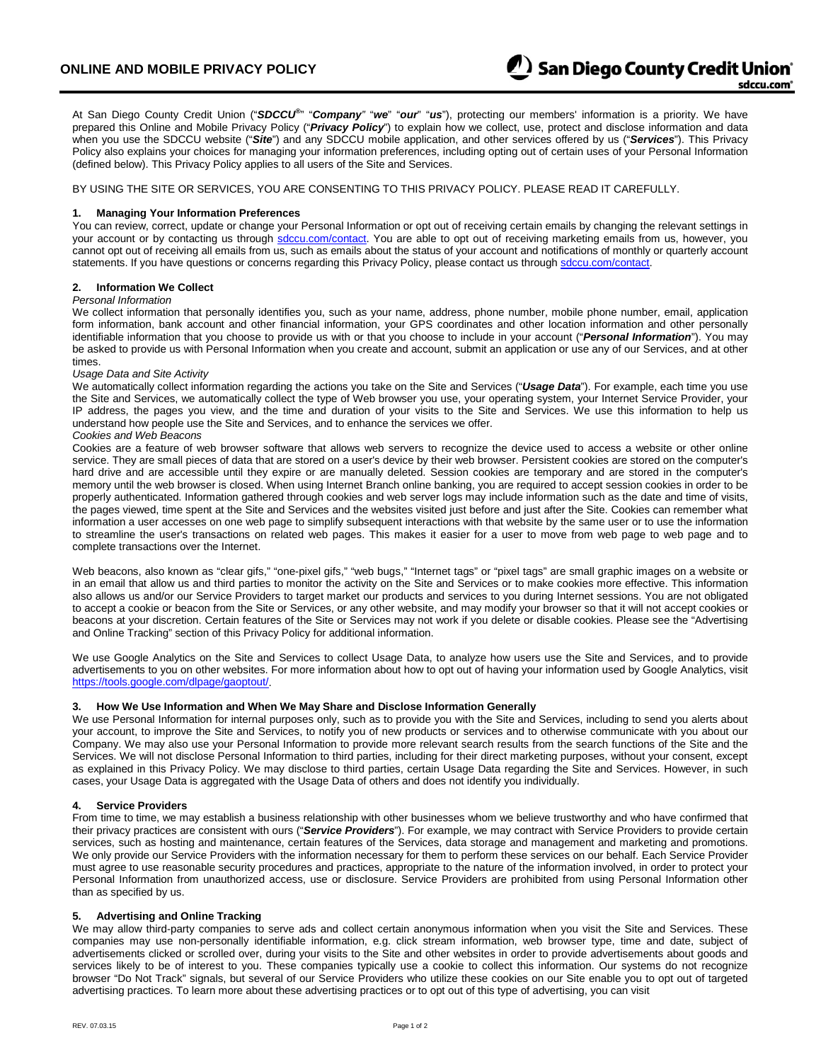# ONLINE AND MOBILE PRIVACY POLICY

San Diego County Credit Union®
sdccu.com®

At San Diego County Credit Union ("***SDCCU***®" "***Company***" "***we***" "***our***" "***us***"), protecting our members' information is a priority. We have prepared this Online and Mobile Privacy Policy ("***Privacy Policy***") to explain how we collect, use, protect and disclose information and data when you use the SDCCU website ("***Site***") and any SDCCU mobile application, and other services offered by us ("***Services***"). This Privacy Policy also explains your choices for managing your information preferences, including opting out of certain uses of your Personal Information (defined below). This Privacy Policy applies to all users of the Site and Services.

BY USING THE SITE OR SERVICES, YOU ARE CONSENTING TO THIS PRIVACY POLICY. PLEASE READ IT CAREFULLY.

## 1. Managing Your Information Preferences

You can review, correct, update or change your Personal Information or opt out of receiving certain emails by changing the relevant settings in your account or by contacting us through sdccu.com/contact. You are able to opt out of receiving marketing emails from us, however, you cannot opt out of receiving all emails from us, such as emails about the status of your account and notifications of monthly or quarterly account statements. If you have questions or concerns regarding this Privacy Policy, please contact us through sdccu.com/contact.

## 2. Information We Collect

*Personal Information*

We collect information that personally identifies you, such as your name, address, phone number, mobile phone number, email, application form information, bank account and other financial information, your GPS coordinates and other location information and other personally identifiable information that you choose to provide us with or that you choose to include in your account ("***Personal Information***"). You may be asked to provide us with Personal Information when you create and account, submit an application or use any of our Services, and at other times.

*Usage Data and Site Activity*

We automatically collect information regarding the actions you take on the Site and Services ("***Usage Data***"). For example, each time you use the Site and Services, we automatically collect the type of Web browser you use, your operating system, your Internet Service Provider, your IP address, the pages you view, and the time and duration of your visits to the Site and Services. We use this information to help us understand how people use the Site and Services, and to enhance the services we offer.

*Cookies and Web Beacons*

Cookies are a feature of web browser software that allows web servers to recognize the device used to access a website or other online service. They are small pieces of data that are stored on a user's device by their web browser. Persistent cookies are stored on the computer's hard drive and are accessible until they expire or are manually deleted. Session cookies are temporary and are stored in the computer's memory until the web browser is closed. When using Internet Branch online banking, you are required to accept session cookies in order to be properly authenticated. Information gathered through cookies and web server logs may include information such as the date and time of visits, the pages viewed, time spent at the Site and Services and the websites visited just before and just after the Site. Cookies can remember what information a user accesses on one web page to simplify subsequent interactions with that website by the same user or to use the information to streamline the user's transactions on related web pages. This makes it easier for a user to move from web page to web page and to complete transactions over the Internet.

Web beacons, also known as "clear gifs," "one-pixel gifs," "web bugs," "Internet tags" or "pixel tags" are small graphic images on a website or in an email that allow us and third parties to monitor the activity on the Site and Services or to make cookies more effective. This information also allows us and/or our Service Providers to target market our products and services to you during Internet sessions. You are not obligated to accept a cookie or beacon from the Site or Services, or any other website, and may modify your browser so that it will not accept cookies or beacons at your discretion. Certain features of the Site or Services may not work if you delete or disable cookies. Please see the "Advertising and Online Tracking" section of this Privacy Policy for additional information.

We use Google Analytics on the Site and Services to collect Usage Data, to analyze how users use the Site and Services, and to provide advertisements to you on other websites. For more information about how to opt out of having your information used by Google Analytics, visit https://tools.google.com/dlpage/gaoptout/.

## 3. How We Use Information and When We May Share and Disclose Information Generally

We use Personal Information for internal purposes only, such as to provide you with the Site and Services, including to send you alerts about your account, to improve the Site and Services, to notify you of new products or services and to otherwise communicate with you about our Company. We may also use your Personal Information to provide more relevant search results from the search functions of the Site and the Services. We will not disclose Personal Information to third parties, including for their direct marketing purposes, without your consent, except as explained in this Privacy Policy. We may disclose to third parties, certain Usage Data regarding the Site and Services. However, in such cases, your Usage Data is aggregated with the Usage Data of others and does not identify you individually.

## 4. Service Providers

From time to time, we may establish a business relationship with other businesses whom we believe trustworthy and who have confirmed that their privacy practices are consistent with ours ("***Service Providers***"). For example, we may contract with Service Providers to provide certain services, such as hosting and maintenance, certain features of the Services, data storage and management and marketing and promotions. We only provide our Service Providers with the information necessary for them to perform these services on our behalf. Each Service Provider must agree to use reasonable security procedures and practices, appropriate to the nature of the information involved, in order to protect your Personal Information from unauthorized access, use or disclosure. Service Providers are prohibited from using Personal Information other than as specified by us.

## 5. Advertising and Online Tracking

We may allow third-party companies to serve ads and collect certain anonymous information when you visit the Site and Services. These companies may use non-personally identifiable information, e.g. click stream information, web browser type, time and date, subject of advertisements clicked or scrolled over, during your visits to the Site and other websites in order to provide advertisements about goods and services likely to be of interest to you. These companies typically use a cookie to collect this information. Our systems do not recognize browser "Do Not Track" signals, but several of our Service Providers who utilize these cookies on our Site enable you to opt out of targeted advertising practices. To learn more about these advertising practices or to opt out of this type of advertising, you can visit

REV. 07.03.15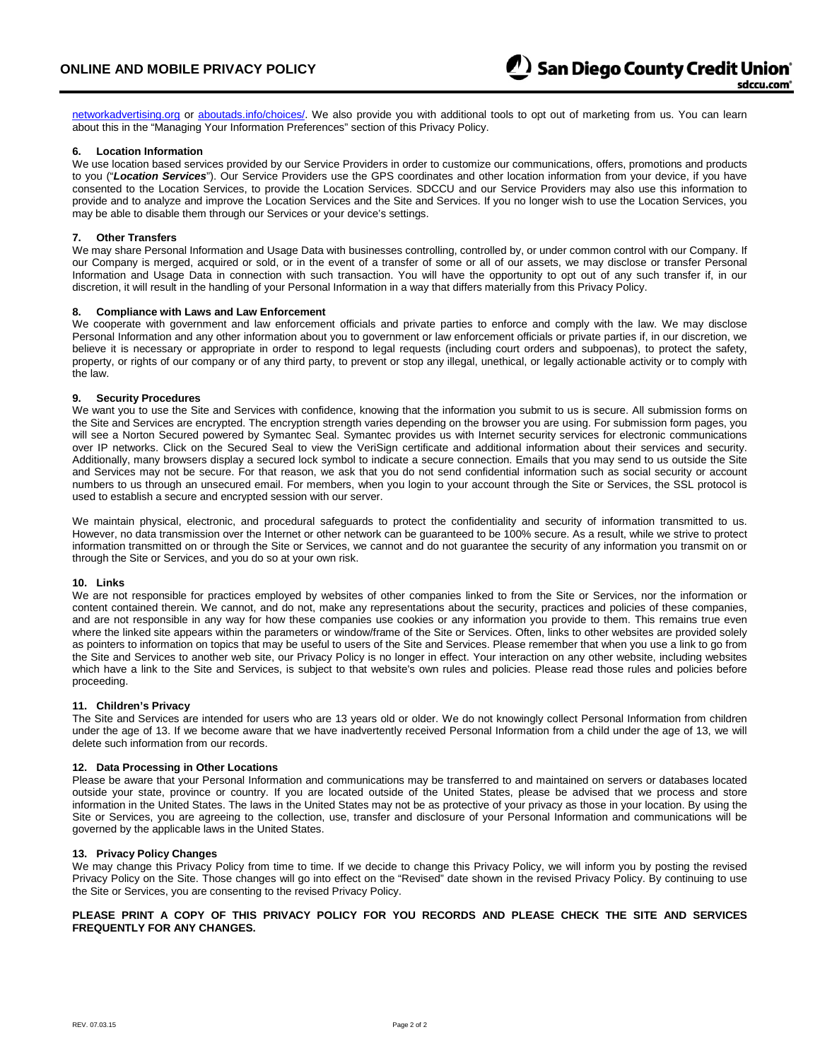networkadvertising.org or aboutads.info/choices/. We also provide you with additional tools to opt out of marketing from us. You can learn about this in the "Managing Your Information Preferences" section of this Privacy Policy.

### 6. Location Information

We use location based services provided by our Service Providers in order to customize our communications, offers, promotions and products to you ("***Location Services***"). Our Service Providers use the GPS coordinates and other location information from your device, if you have consented to the Location Services, to provide the Location Services. SDCCU and our Service Providers may also use this information to provide and to analyze and improve the Location Services and the Site and Services. If you no longer wish to use the Location Services, you may be able to disable them through our Services or your device's settings.

### 7. Other Transfers

We may share Personal Information and Usage Data with businesses controlling, controlled by, or under common control with our Company. If our Company is merged, acquired or sold, or in the event of a transfer of some or all of our assets, we may disclose or transfer Personal Information and Usage Data in connection with such transaction. You will have the opportunity to opt out of any such transfer if, in our discretion, it will result in the handling of your Personal Information in a way that differs materially from this Privacy Policy.

### 8. Compliance with Laws and Law Enforcement

We cooperate with government and law enforcement officials and private parties to enforce and comply with the law. We may disclose Personal Information and any other information about you to government or law enforcement officials or private parties if, in our discretion, we believe it is necessary or appropriate in order to respond to legal requests (including court orders and subpoenas), to protect the safety, property, or rights of our company or of any third party, to prevent or stop any illegal, unethical, or legally actionable activity or to comply with the law.

### 9. Security Procedures

We want you to use the Site and Services with confidence, knowing that the information you submit to us is secure. All submission forms on the Site and Services are encrypted. The encryption strength varies depending on the browser you are using. For submission form pages, you will see a Norton Secured powered by Symantec Seal. Symantec provides us with Internet security services for electronic communications over IP networks. Click on the Secured Seal to view the VeriSign certificate and additional information about their services and security. Additionally, many browsers display a secured lock symbol to indicate a secure connection. Emails that you may send to us outside the Site and Services may not be secure. For that reason, we ask that you do not send confidential information such as social security or account numbers to us through an unsecured email. For members, when you login to your account through the Site or Services, the SSL protocol is used to establish a secure and encrypted session with our server.

We maintain physical, electronic, and procedural safeguards to protect the confidentiality and security of information transmitted to us. However, no data transmission over the Internet or other network can be guaranteed to be 100% secure. As a result, while we strive to protect information transmitted on or through the Site or Services, we cannot and do not guarantee the security of any information you transmit on or through the Site or Services, and you do so at your own risk.

### 10. Links

We are not responsible for practices employed by websites of other companies linked to from the Site or Services, nor the information or content contained therein. We cannot, and do not, make any representations about the security, practices and policies of these companies, and are not responsible in any way for how these companies use cookies or any information you provide to them. This remains true even where the linked site appears within the parameters or window/frame of the Site or Services. Often, links to other websites are provided solely as pointers to information on topics that may be useful to users of the Site and Services. Please remember that when you use a link to go from the Site and Services to another web site, our Privacy Policy is no longer in effect. Your interaction on any other website, including websites which have a link to the Site and Services, is subject to that website's own rules and policies. Please read those rules and policies before proceeding.

### 11. Children's Privacy

The Site and Services are intended for users who are 13 years old or older. We do not knowingly collect Personal Information from children under the age of 13. If we become aware that we have inadvertently received Personal Information from a child under the age of 13, we will delete such information from our records.

### 12. Data Processing in Other Locations

Please be aware that your Personal Information and communications may be transferred to and maintained on servers or databases located outside your state, province or country. If you are located outside of the United States, please be advised that we process and store information in the United States. The laws in the United States may not be as protective of your privacy as those in your location. By using the Site or Services, you are agreeing to the collection, use, transfer and disclosure of your Personal Information and communications will be governed by the applicable laws in the United States.

### 13. Privacy Policy Changes

We may change this Privacy Policy from time to time. If we decide to change this Privacy Policy, we will inform you by posting the revised Privacy Policy on the Site. Those changes will go into effect on the "Revised" date shown in the revised Privacy Policy. By continuing to use the Site or Services, you are consenting to the revised Privacy Policy.

**PLEASE PRINT A COPY OF THIS PRIVACY POLICY FOR YOU RECORDS AND PLEASE CHECK THE SITE AND SERVICES FREQUENTLY FOR ANY CHANGES.**

REV. 07.03.15